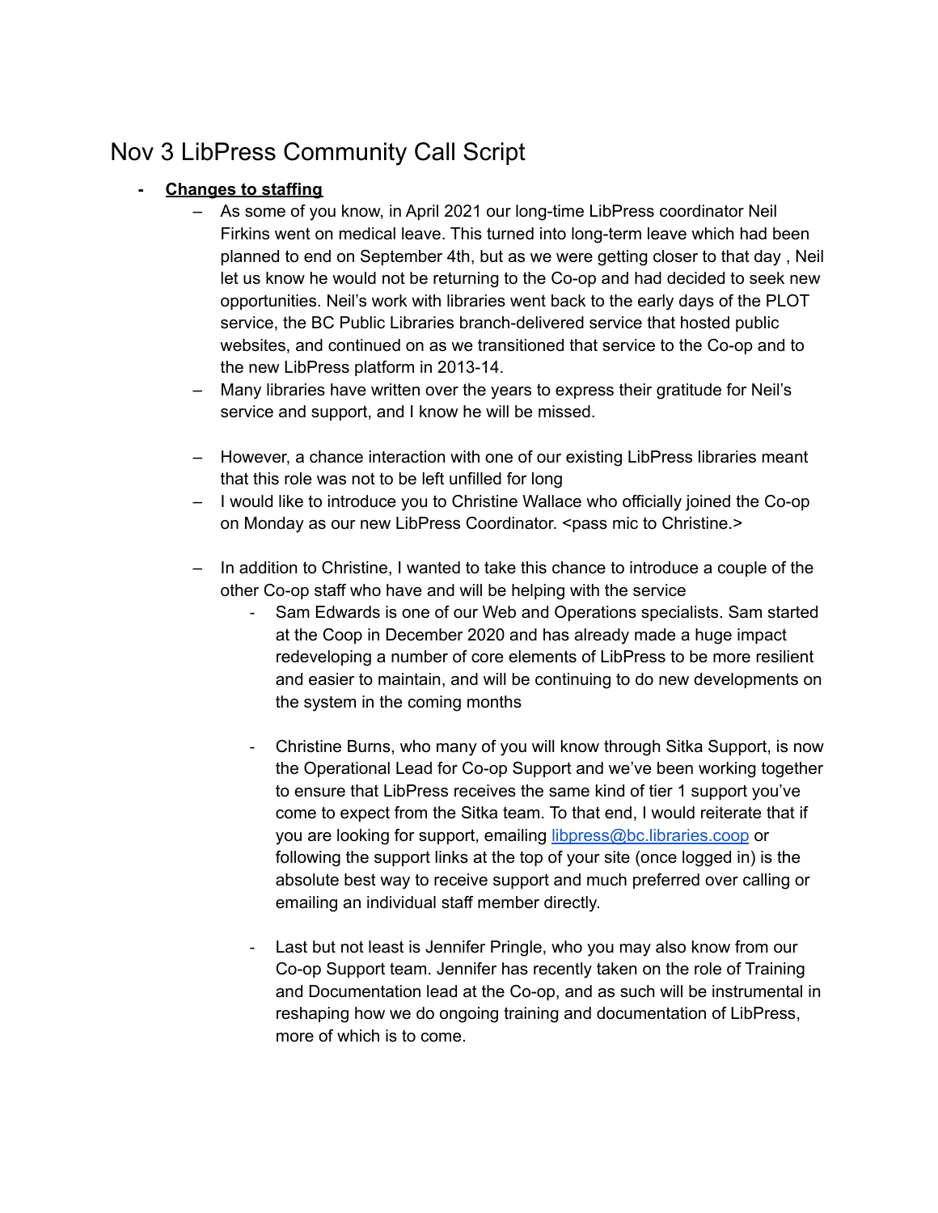# Nov 3 LibPress Community Call Script

- **<u>Changes to staffing</u>**
  - As some of you know, in April 2021 our long-time LibPress coordinator Neil Firkins went on medical leave. This turned into long-term leave which had been planned to end on September 4th, but as we were getting closer to that day , Neil let us know he would not be returning to the Co-op and had decided to seek new opportunities. Neil's work with libraries went back to the early days of the PLOT service, the BC Public Libraries branch-delivered service that hosted public websites, and continued on as we transitioned that service to the Co-op and to the new LibPress platform in 2013-14.
  - Many libraries have written over the years to express their gratitude for Neil's service and support, and I know he will be missed.

  - However, a chance interaction with one of our existing LibPress libraries meant that this role was not to be left unfilled for long
  - I would like to introduce you to Christine Wallace who officially joined the Co-op on Monday as our new LibPress Coordinator. <pass mic to Christine.>

  - In addition to Christine, I wanted to take this chance to introduce a couple of the other Co-op staff who have and will be helping with the service
    - Sam Edwards is one of our Web and Operations specialists. Sam started at the Coop in December 2020 and has already made a huge impact redeveloping a number of core elements of LibPress to be more resilient and easier to maintain, and will be continuing to do new developments on the system in the coming months

    - Christine Burns, who many of you will know through Sitka Support, is now the Operational Lead for Co-op Support and we've been working together to ensure that LibPress receives the same kind of tier 1 support you've come to expect from the Sitka team. To that end, I would reiterate that if you are looking for support, emailing [libpress@bc.libraries.coop](mailto:libpress@bc.libraries.coop) or following the support links at the top of your site (once logged in) is the absolute best way to receive support and much preferred over calling or emailing an individual staff member directly.

    - Last but not least is Jennifer Pringle, who you may also know from our Co-op Support team. Jennifer has recently taken on the role of Training and Documentation lead at the Co-op, and as such will be instrumental in reshaping how we do ongoing training and documentation of LibPress, more of which is to come.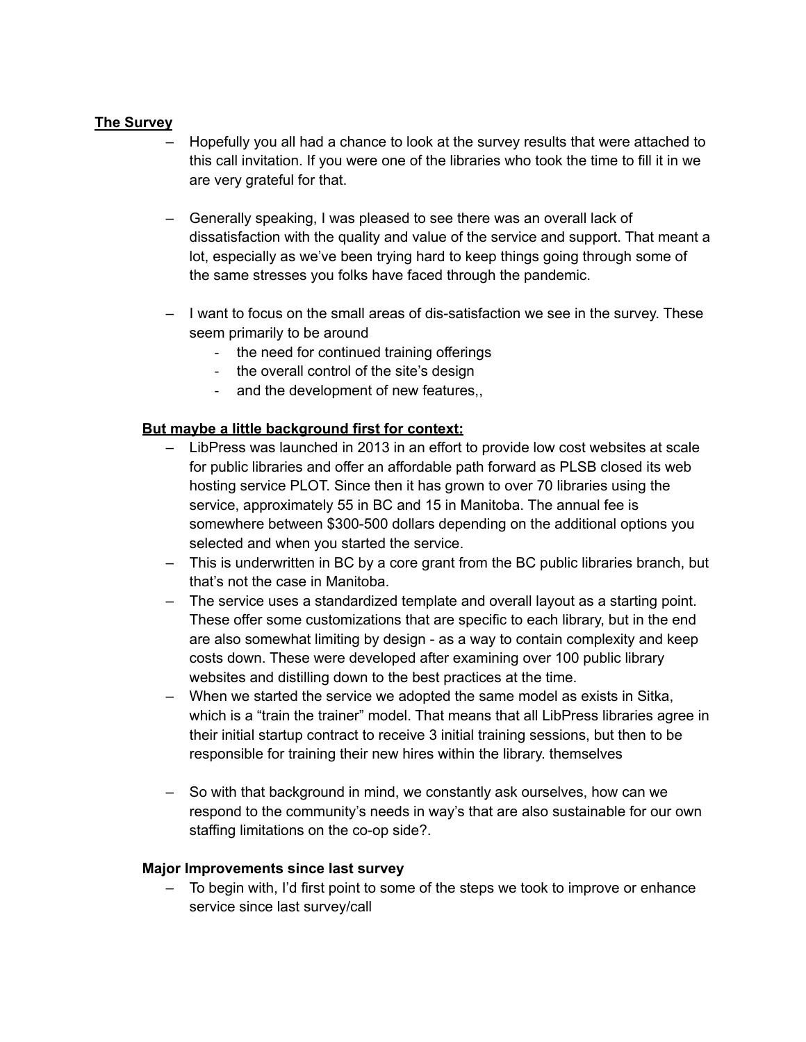**The Survey**

- Hopefully you all had a chance to look at the survey results that were attached to this call invitation. If you were one of the libraries who took the time to fill it in we are very grateful for that.

- Generally speaking, I was pleased to see there was an overall lack of dissatisfaction with the quality and value of the service and support. That meant a lot, especially as we've been trying hard to keep things going through some of the same stresses you folks have faced through the pandemic.

- I want to focus on the small areas of dis-satisfaction we see in the survey. These seem primarily to be around
  - the need for continued training offerings
  - the overall control of the site's design
  - and the development of new features,,

**But maybe a little background first for context:**

- LibPress was launched in 2013 in an effort to provide low cost websites at scale for public libraries and offer an affordable path forward as PLSB closed its web hosting service PLOT. Since then it has grown to over 70 libraries using the service, approximately 55 in BC and 15 in Manitoba. The annual fee is somewhere between $300-500 dollars depending on the additional options you selected and when you started the service.
- This is underwritten in BC by a core grant from the BC public libraries branch, but that's not the case in Manitoba.
- The service uses a standardized template and overall layout as a starting point. These offer some customizations that are specific to each library, but in the end are also somewhat limiting by design - as a way to contain complexity and keep costs down. These were developed after examining over 100 public library websites and distilling down to the best practices at the time.
- When we started the service we adopted the same model as exists in Sitka, which is a "train the trainer" model. That means that all LibPress libraries agree in their initial startup contract to receive 3 initial training sessions, but then to be responsible for training their new hires within the library. themselves

- So with that background in mind, we constantly ask ourselves, how can we respond to the community's needs in way's that are also sustainable for our own staffing limitations on the co-op side?.

**Major Improvements since last survey**

- To begin with, I'd first point to some of the steps we took to improve or enhance service since last survey/call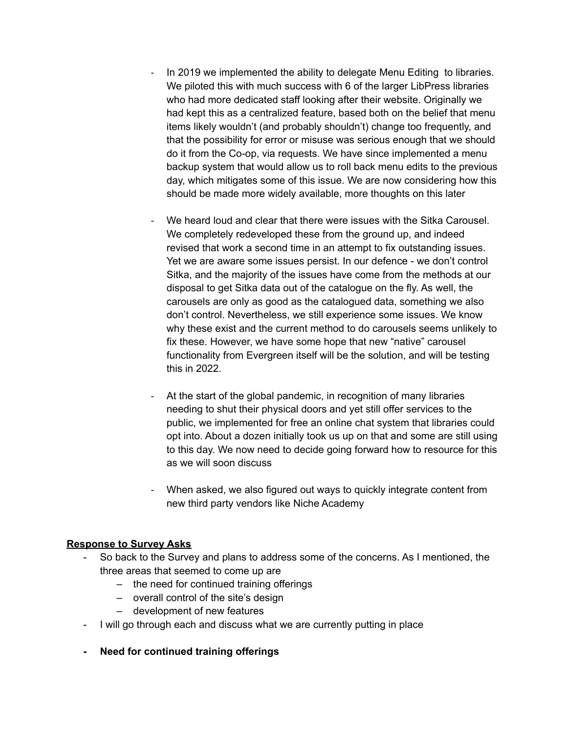- In 2019 we implemented the ability to delegate Menu Editing  to libraries. We piloted this with much success with 6 of the larger LibPress libraries who had more dedicated staff looking after their website. Originally we had kept this as a centralized feature, based both on the belief that menu items likely wouldn't (and probably shouldn't) change too frequently, and that the possibility for error or misuse was serious enough that we should do it from the Co-op, via requests. We have since implemented a menu backup system that would allow us to roll back menu edits to the previous day, which mitigates some of this issue. We are now considering how this should be made more widely available, more thoughts on this later

- We heard loud and clear that there were issues with the Sitka Carousel. We completely redeveloped these from the ground up, and indeed revised that work a second time in an attempt to fix outstanding issues. Yet we are aware some issues persist. In our defence - we don't control Sitka, and the majority of the issues have come from the methods at our disposal to get Sitka data out of the catalogue on the fly. As well, the carousels are only as good as the catalogued data, something we also don't control. Nevertheless, we still experience some issues. We know why these exist and the current method to do carousels seems unlikely to fix these. However, we have some hope that new "native" carousel functionality from Evergreen itself will be the solution, and will be testing this in 2022.

- At the start of the global pandemic, in recognition of many libraries needing to shut their physical doors and yet still offer services to the public, we implemented for free an online chat system that libraries could opt into. About a dozen initially took us up on that and some are still using to this day. We now need to decide going forward how to resource for this as we will soon discuss

- When asked, we also figured out ways to quickly integrate content from new third party vendors like Niche Academy

**Response to Survey Asks**

- So back to the Survey and plans to address some of the concerns. As I mentioned, the three areas that seemed to come up are
  - the need for continued training offerings
  - overall control of the site's design
  - development of new features
- I will go through each and discuss what we are currently putting in place

- **Need for continued training offerings**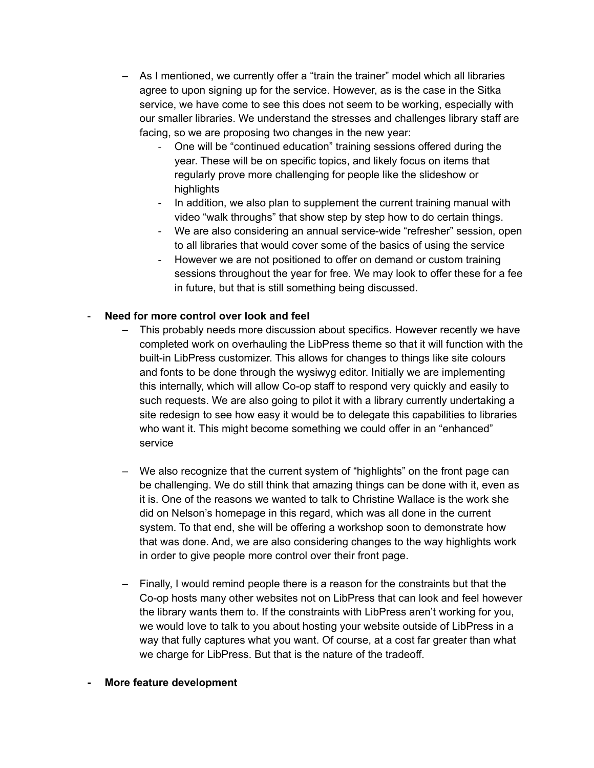- As I mentioned, we currently offer a “train the trainer” model which all libraries agree to upon signing up for the service. However, as is the case in the Sitka service, we have come to see this does not seem to be working, especially with our smaller libraries. We understand the stresses and challenges library staff are facing, so we are proposing two changes in the new year:
    - One will be “continued education” training sessions offered during the year. These will be on specific topics, and likely focus on items that regularly prove more challenging for people like the slideshow or highlights
    - In addition, we also plan to supplement the current training manual with video “walk throughs” that show step by step how to do certain things.
    - We are also considering an annual service-wide “refresher” session, open to all libraries that would cover some of the basics of using the service
    - However we are not positioned to offer on demand or custom training sessions throughout the year for free. We may look to offer these for a fee in future, but that is still something being discussed.

- **Need for more control over look and feel**
    - This probably needs more discussion about specifics. However recently we have completed work on overhauling the LibPress theme so that it will function with the built-in LibPress customizer. This allows for changes to things like site colours and fonts to be done through the wysiwyg editor. Initially we are implementing this internally, which will allow Co-op staff to respond very quickly and easily to such requests. We are also going to pilot it with a library currently undertaking a site redesign to see how easy it would be to delegate this capabilities to libraries who want it. This might become something we could offer in an “enhanced” service

    - We also recognize that the current system of “highlights” on the front page can be challenging. We do still think that amazing things can be done with it, even as it is. One of the reasons we wanted to talk to Christine Wallace is the work she did on Nelson’s homepage in this regard, which was all done in the current system. To that end, she will be offering a workshop soon to demonstrate how that was done. And, we are also considering changes to the way highlights work in order to give people more control over their front page.

    - Finally, I would remind people there is a reason for the constraints but that the Co-op hosts many other websites not on LibPress that can look and feel however the library wants them to. If the constraints with LibPress aren’t working for you, we would love to talk to you about hosting your website outside of LibPress in a way that fully captures what you want. Of course, at a cost far greater than what we charge for LibPress. But that is the nature of the tradeoff.

- **More feature development**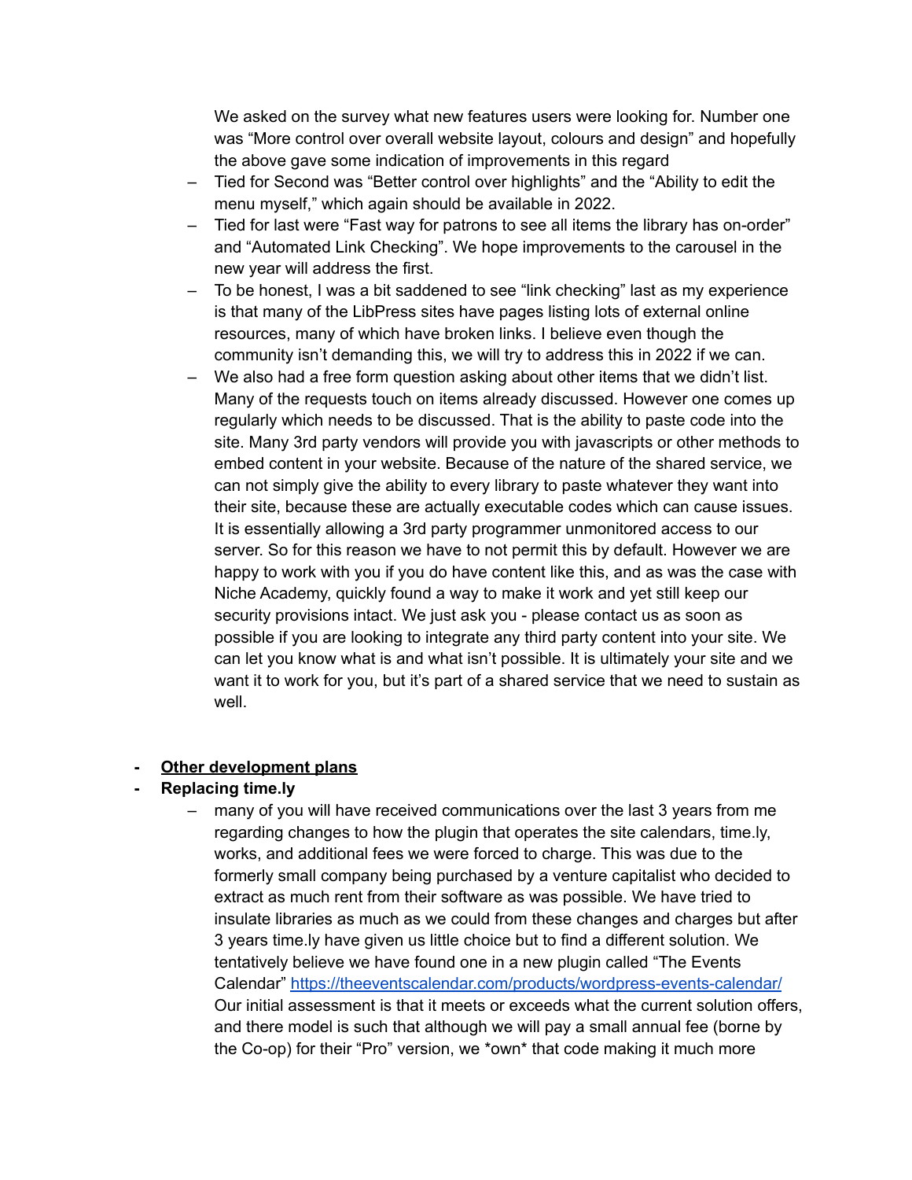We asked on the survey what new features users were looking for. Number one was "More control over overall website layout, colours and design" and hopefully the above gave some indication of improvements in this regard

- Tied for Second was "Better control over highlights" and the "Ability to edit the menu myself," which again should be available in 2022.
- Tied for last were "Fast way for patrons to see all items the library has on-order" and "Automated Link Checking". We hope improvements to the carousel in the new year will address the first.
- To be honest, I was a bit saddened to see "link checking" last as my experience is that many of the LibPress sites have pages listing lots of external online resources, many of which have broken links. I believe even though the community isn't demanding this, we will try to address this in 2022 if we can.
- We also had a free form question asking about other items that we didn't list. Many of the requests touch on items already discussed. However one comes up regularly which needs to be discussed. That is the ability to paste code into the site. Many 3rd party vendors will provide you with javascripts or other methods to embed content in your website. Because of the nature of the shared service, we can not simply give the ability to every library to paste whatever they want into their site, because these are actually executable codes which can cause issues. It is essentially allowing a 3rd party programmer unmonitored access to our server. So for this reason we have to not permit this by default. However we are happy to work with you if you do have content like this, and as was the case with Niche Academy, quickly found a way to make it work and yet still keep our security provisions intact. We just ask you - please contact us as soon as possible if you are looking to integrate any third party content into your site. We can let you know what is and what isn't possible. It is ultimately your site and we want it to work for you, but it's part of a shared service that we need to sustain as well.

- <u>**Other development plans**</u>
- **Replacing time.ly**
  - many of you will have received communications over the last 3 years from me regarding changes to how the plugin that operates the site calendars, time.ly, works, and additional fees we were forced to charge. This was due to the formerly small company being purchased by a venture capitalist who decided to extract as much rent from their software as was possible. We have tried to insulate libraries as much as we could from these changes and charges but after 3 years time.ly have given us little choice but to find a different solution. We tentatively believe we have found one in a new plugin called "The Events Calendar" https://theeventscalendar.com/products/wordpress-events-calendar/ Our initial assessment is that it meets or exceeds what the current solution offers, and there model is such that although we will pay a small annual fee (borne by the Co-op) for their "Pro" version, we *own* that code making it much more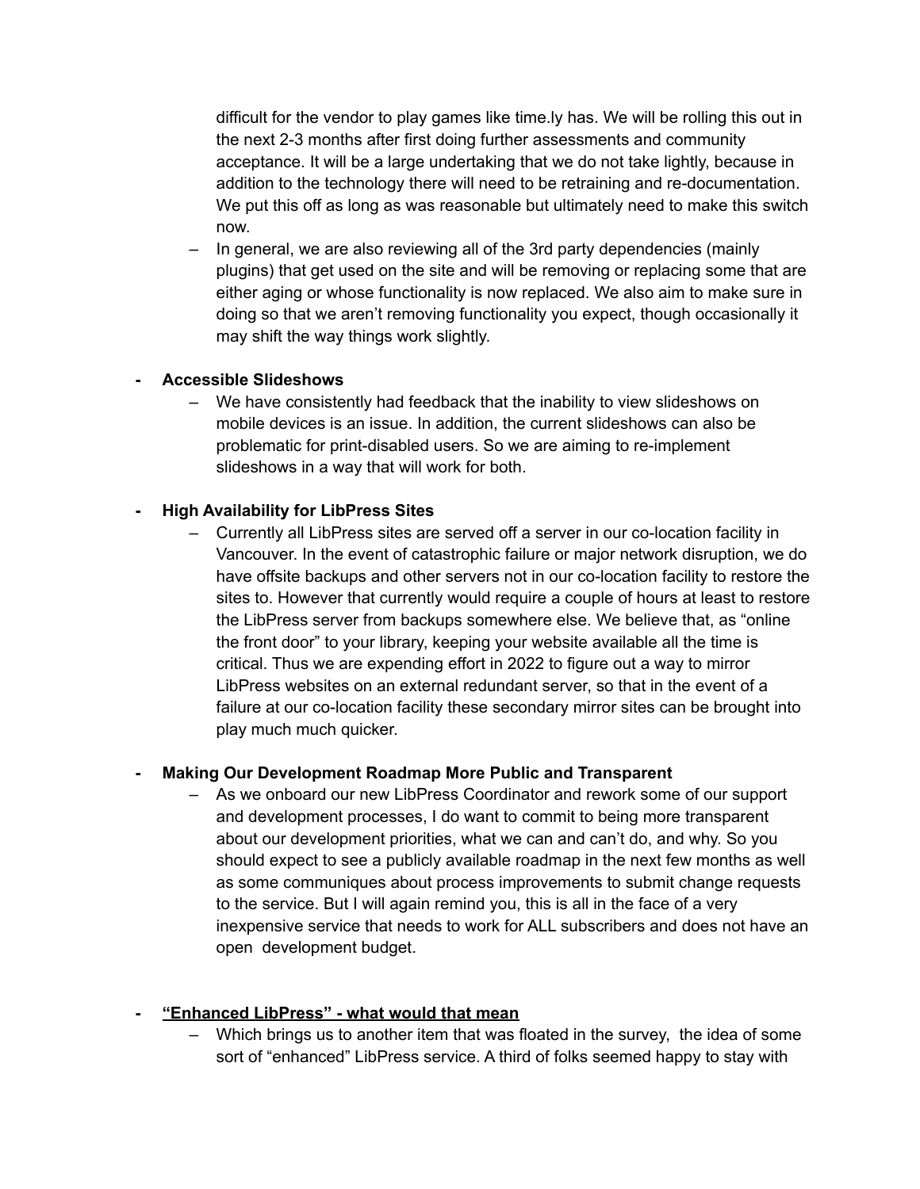difficult for the vendor to play games like time.ly has. We will be rolling this out in the next 2-3 months after first doing further assessments and community acceptance. It will be a large undertaking that we do not take lightly, because in addition to the technology there will need to be retraining and re-documentation. We put this off as long as was reasonable but ultimately need to make this switch now.

- In general, we are also reviewing all of the 3rd party dependencies (mainly plugins) that get used on the site and will be removing or replacing some that are either aging or whose functionality is now replaced. We also aim to make sure in doing so that we aren't removing functionality you expect, though occasionally it may shift the way things work slightly.

- **Accessible Slideshows**
  - We have consistently had feedback that the inability to view slideshows on mobile devices is an issue. In addition, the current slideshows can also be problematic for print-disabled users. So we are aiming to re-implement slideshows in a way that will work for both.

- **High Availability for LibPress Sites**
  - Currently all LibPress sites are served off a server in our co-location facility in Vancouver. In the event of catastrophic failure or major network disruption, we do have offsite backups and other servers not in our co-location facility to restore the sites to. However that currently would require a couple of hours at least to restore the LibPress server from backups somewhere else. We believe that, as "online the front door" to your library, keeping your website available all the time is critical. Thus we are expending effort in 2022 to figure out a way to mirror LibPress websites on an external redundant server, so that in the event of a failure at our co-location facility these secondary mirror sites can be brought into play much much quicker.

- **Making Our Development Roadmap More Public and Transparent**
  - As we onboard our new LibPress Coordinator and rework some of our support and development processes, I do want to commit to being more transparent about our development priorities, what we can and can't do, and why. So you should expect to see a publicly available roadmap in the next few months as well as some communiques about process improvements to submit change requests to the service. But I will again remind you, this is all in the face of a very inexpensive service that needs to work for ALL subscribers and does not have an open development budget.

- **<u>"Enhanced LibPress" - what would that mean</u>**
  - Which brings us to another item that was floated in the survey, the idea of some sort of "enhanced" LibPress service. A third of folks seemed happy to stay with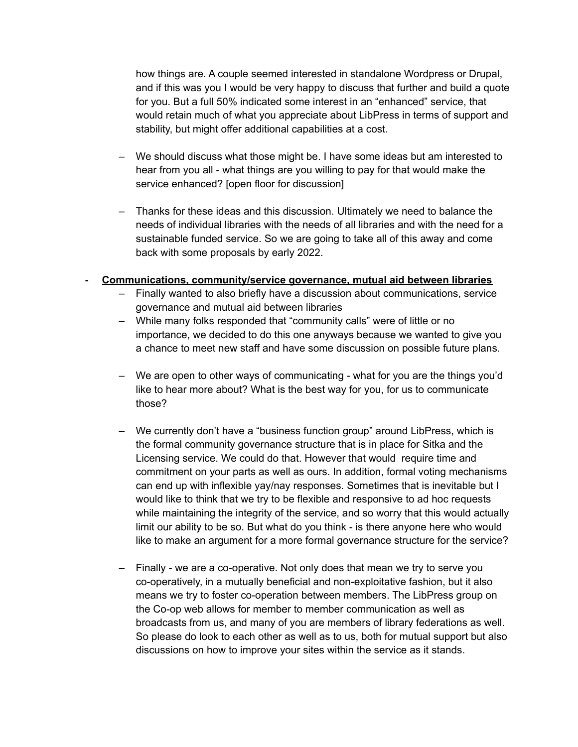how things are. A couple seemed interested in standalone Wordpress or Drupal, and if this was you I would be very happy to discuss that further and build a quote for you. But a full 50% indicated some interest in an "enhanced" service, that would retain much of what you appreciate about LibPress in terms of support and stability, but might offer additional capabilities at a cost.

- We should discuss what those might be. I have some ideas but am interested to hear from you all - what things are you willing to pay for that would make the service enhanced? [open floor for discussion]

- Thanks for these ideas and this discussion. Ultimately we need to balance the needs of individual libraries with the needs of all libraries and with the need for a sustainable funded service. So we are going to take all of this away and come back with some proposals by early 2022.

- **<u>Communications, community/service governance, mutual aid between libraries</u>**
  - Finally wanted to also briefly have a discussion about communications, service governance and mutual aid between libraries
  - While many folks responded that "community calls" were of little or no importance, we decided to do this one anyways because we wanted to give you a chance to meet new staff and have some discussion on possible future plans.

  - We are open to other ways of communicating - what for you are the things you'd like to hear more about? What is the best way for you, for us to communicate those?

  - We currently don't have a "business function group" around LibPress, which is the formal community governance structure that is in place for Sitka and the Licensing service. We could do that. However that would require time and commitment on your parts as well as ours. In addition, formal voting mechanisms can end up with inflexible yay/nay responses. Sometimes that is inevitable but I would like to think that we try to be flexible and responsive to ad hoc requests while maintaining the integrity of the service, and so worry that this would actually limit our ability to be so. But what do you think - is there anyone here who would like to make an argument for a more formal governance structure for the service?

  - Finally - we are a co-operative. Not only does that mean we try to serve you co-operatively, in a mutually beneficial and non-exploitative fashion, but it also means we try to foster co-operation between members. The LibPress group on the Co-op web allows for member to member communication as well as broadcasts from us, and many of you are members of library federations as well. So please do look to each other as well as to us, both for mutual support but also discussions on how to improve your sites within the service as it stands.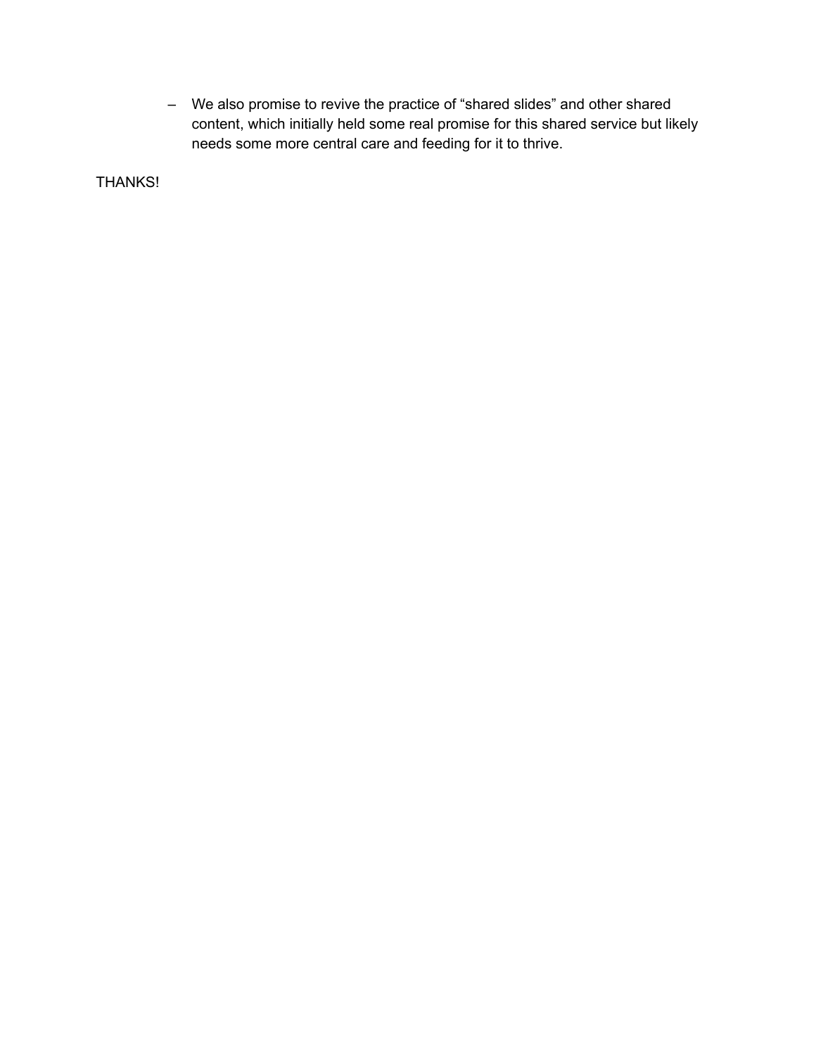- We also promise to revive the practice of "shared slides" and other shared content, which initially held some real promise for this shared service but likely needs some more central care and feeding for it to thrive.

THANKS!